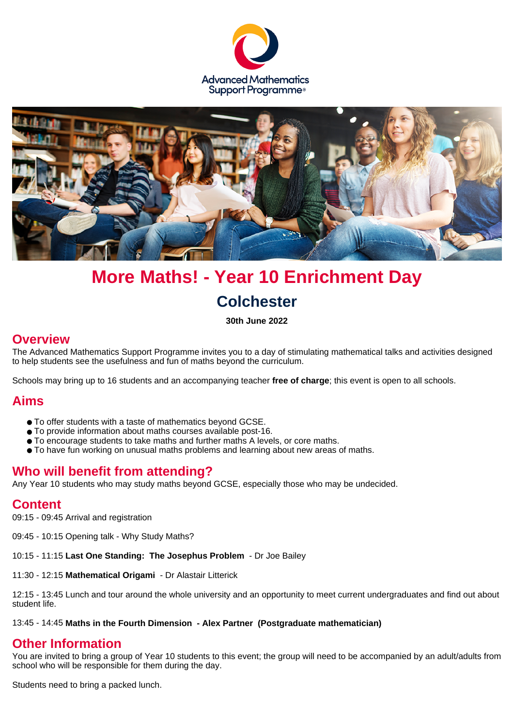Advanced Mathematics Support Programme

# More Maths! - Year 10 Enrichment Day

## Colchester

**30th June 2022**

## Overview

The Advanced Mathematics Support Programme invites you to a day of stimulating mathematical talks and activities designed to help students see the usefulness and fun of maths beyond the curriculum.

Schools may bring up to 16 students and an accompanying teacher **free of charge**; this event is open to all schools.

## Aims

- To offer students with a taste of mathematics beyond GCSE.
- To provide information about maths courses available post-16.
- To encourage students to take maths and further maths A levels, or core maths.
- To have fun working on unusual maths problems and learning about new areas of maths.

## Who will benefit from attending?

Any Year 10 students who may study maths beyond GCSE, especially those who may be undecided.

## Content

09:15 - 09:45 Arrival and registration

09:45 - 10:15 Opening talk - Why Study Maths?

10:15 - 11:15 **Last One Standing: The Josephus Problem** - Dr Joe Bailey

11:30 - 12:15 **Mathematical Origami** - Dr Alastair Litterick

12:15 - 13:45 Lunch and tour around the whole university and an opportunity to meet current undergraduates and find out about student life.

13:45 - 14:45 **Maths in the Fourth Dimension - Alex Partner (Postgraduate mathematician)**

## Other Information

You are invited to bring a group of Year 10 students to this event; the group will need to be accompanied by an adult/adults from school who will be responsible for them during the day.

Students need to bring a packed lunch.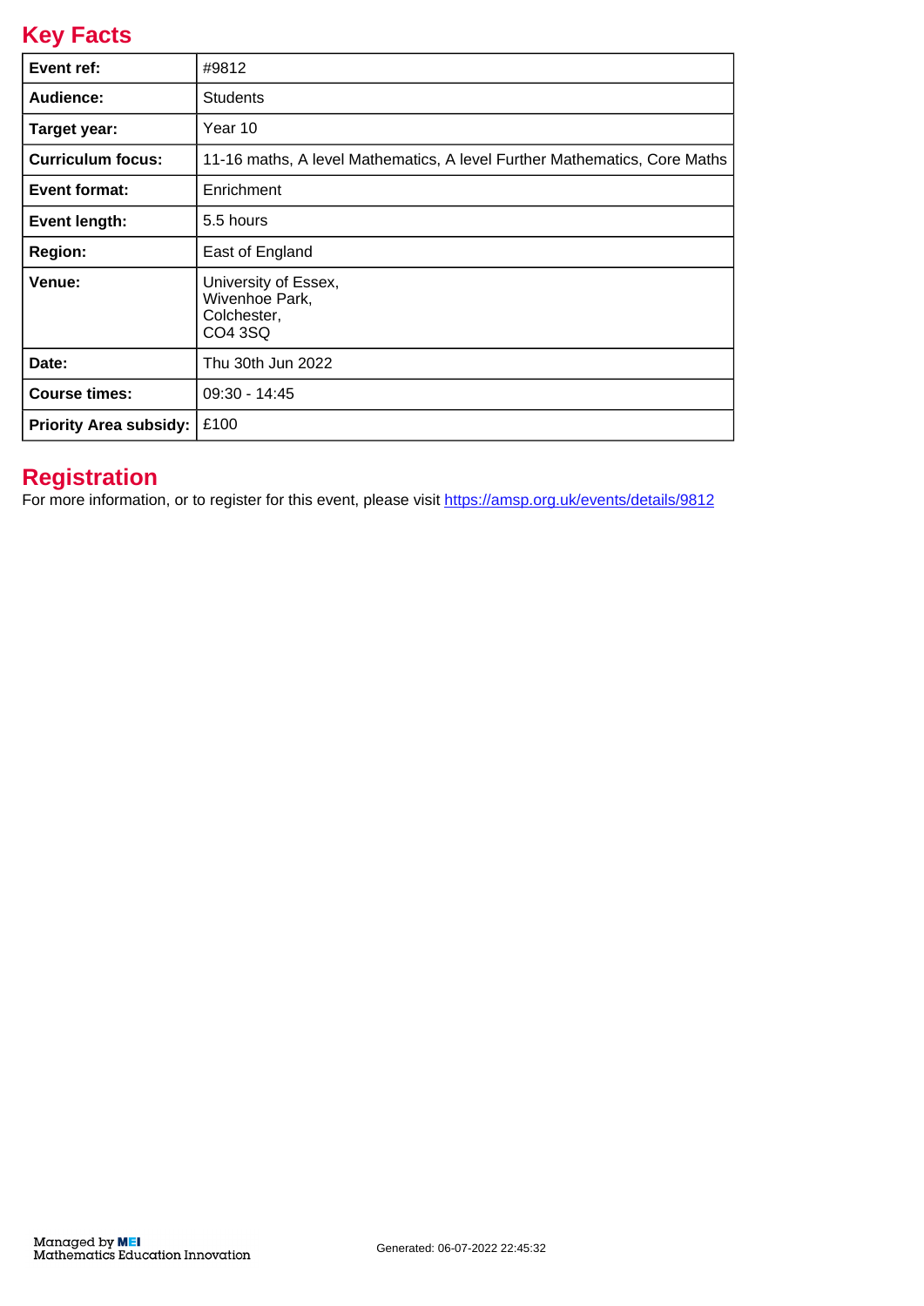## Key Facts

| | |
|---|---|
| **Event ref:** | #9812 |
| **Audience:** | Students |
| **Target year:** | Year 10 |
| **Curriculum focus:** | 11-16 maths, A level Mathematics, A level Further Mathematics, Core Maths |
| **Event format:** | Enrichment |
| **Event length:** | 5.5 hours |
| **Region:** | East of England |
| **Venue:** | University of Essex, Wivenhoe Park, Colchester, CO4 3SQ |
| **Date:** | Thu 30th Jun 2022 |
| **Course times:** | 09:30 - 14:45 |
| **Priority Area subsidy:** | £100 |

## Registration

For more information, or to register for this event, please visit https://amsp.org.uk/events/details/9812

Managed by MEI
Mathematics Education Innovation

Generated: 06-07-2022 22:45:32